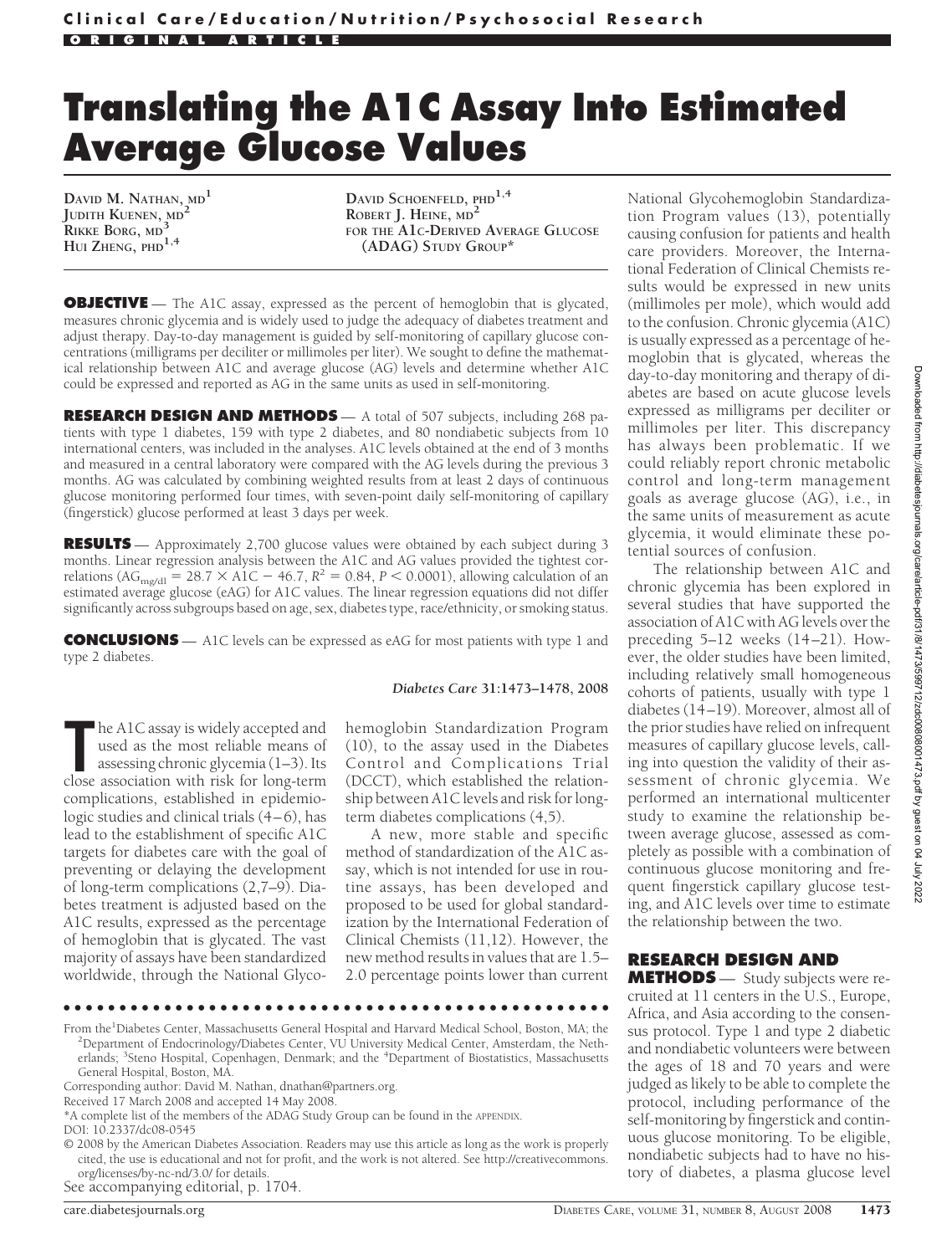Clinical Care/Education/Nutrition/Psychosocial Research

ORIGINAL ARTICLE

# Translating the A1C Assay Into Estimated Average Glucose Values

DAVID M. NATHAN, MD[1]
JUDITH KUENEN, MD[2]
RIKKE BORG, MD[3]
HUI ZHENG, PHD[1,4]
DAVID SCHOENFELD, PHD[1,4]
ROBERT J. HEINE, MD[2]
FOR THE A1C-DERIVED AVERAGE GLUCOSE (ADAG) STUDY GROUP*

**OBJECTIVE** — The A1C assay, expressed as the percent of hemoglobin that is glycated, measures chronic glycemia and is widely used to judge the adequacy of diabetes treatment and adjust therapy. Day-to-day management is guided by self-monitoring of capillary glucose concentrations (milligrams per deciliter or millimoles per liter). We sought to define the mathematical relationship between A1C and average glucose (AG) levels and determine whether A1C could be expressed and reported as AG in the same units as used in self-monitoring.

**RESEARCH DESIGN AND METHODS** — A total of 507 subjects, including 268 patients with type 1 diabetes, 159 with type 2 diabetes, and 80 nondiabetic subjects from 10 international centers, was included in the analyses. A1C levels obtained at the end of 3 months and measured in a central laboratory were compared with the AG levels during the previous 3 months. AG was calculated by combining weighted results from at least 2 days of continuous glucose monitoring performed four times, with seven-point daily self-monitoring of capillary (fingerstick) glucose performed at least 3 days per week.

**RESULTS** — Approximately 2,700 glucose values were obtained by each subject during 3 months. Linear regression analysis between the A1C and AG values provided the tightest correlations ($AG_{mg/dl} = 28.7 \times A1C - 46.7$, $R^2 = 0.84$, $P < 0.0001$), allowing calculation of an estimated average glucose (eAG) for A1C values. The linear regression equations did not differ significantly across subgroups based on age, sex, diabetes type, race/ethnicity, or smoking status.

**CONCLUSIONS** — A1C levels can be expressed as eAG for most patients with type 1 and type 2 diabetes.

*Diabetes Care* 31:1473–1478, 2008

The A1C assay is widely accepted and used as the most reliable means of assessing chronic glycemia (1–3). Its close association with risk for long-term complications, established in epidemiologic studies and clinical trials (4–6), has lead to the establishment of specific A1C targets for diabetes care with the goal of preventing or delaying the development of long-term complications (2,7–9). Diabetes treatment is adjusted based on the A1C results, expressed as the percentage of hemoglobin that is glycated. The vast majority of assays have been standardized worldwide, through the National Glycohemoglobin Standardization Program (10), to the assay used in the Diabetes Control and Complications Trial (DCCT), which established the relationship between A1C levels and risk for long-term diabetes complications (4,5).

A new, more stable and specific method of standardization of the A1C assay, which is not intended for use in routine assays, has been developed and proposed to be used for global standardization by the International Federation of Clinical Chemists (11,12). However, the new method results in values that are 1.5–2.0 percentage points lower than current National Glycohemoglobin Standardization Program values (13), potentially causing confusion for patients and health care providers. Moreover, the International Federation of Clinical Chemists results would be expressed in new units (millimoles per mole), which would add to the confusion. Chronic glycemia (A1C) is usually expressed as a percentage of hemoglobin that is glycated, whereas the day-to-day monitoring and therapy of diabetes are based on acute glucose levels expressed as milligrams per deciliter or millimoles per liter. This discrepancy has always been problematic. If we could reliably report chronic metabolic control and long-term management goals as average glucose (AG), i.e., in the same units of measurement as acute glycemia, it would eliminate these potential sources of confusion.

The relationship between A1C and chronic glycemia has been explored in several studies that have supported the association of A1C with AG levels over the preceding 5–12 weeks (14–21). However, the older studies have been limited, including relatively small homogeneous cohorts of patients, usually with type 1 diabetes (14–19). Moreover, almost all of the prior studies have relied on infrequent measures of capillary glucose levels, calling into question the validity of their assessment of chronic glycemia. We performed an international multicenter study to examine the relationship between average glucose, assessed as completely as possible with a combination of continuous glucose monitoring and frequent fingerstick capillary glucose testing, and A1C levels over time to estimate the relationship between the two.

## RESEARCH DESIGN AND METHODS

Study subjects were recruited at 11 centers in the U.S., Europe, Africa, and Asia according to the consensus protocol. Type 1 and type 2 diabetic and nondiabetic volunteers were between the ages of 18 and 70 years and were judged as likely to be able to complete the protocol, including performance of the self-monitoring by fingerstick and continuous glucose monitoring. To be eligible, nondiabetic subjects had to have no history of diabetes, a plasma glucose level

From the [1]Diabetes Center, Massachusetts General Hospital and Harvard Medical School, Boston, MA; the [2]Department of Endocrinology/Diabetes Center, VU University Medical Center, Amsterdam, the Netherlands; [3]Steno Hospital, Copenhagen, Denmark; and the [4]Department of Biostatistics, Massachusetts General Hospital, Boston, MA.

Corresponding author: David M. Nathan, dnathan@partners.org.

Received 17 March 2008 and accepted 14 May 2008.

*A complete list of the members of the ADAG Study Group can be found in the APPENDIX.

DOI: 10.2337/dc08-0545

© 2008 by the American Diabetes Association. Readers may use this article as long as the work is properly cited, the use is educational and not for profit, and the work is not altered. See http://creativecommons.org/licenses/by-nc-nd/3.0/ for details.

See accompanying editorial, p. 1704.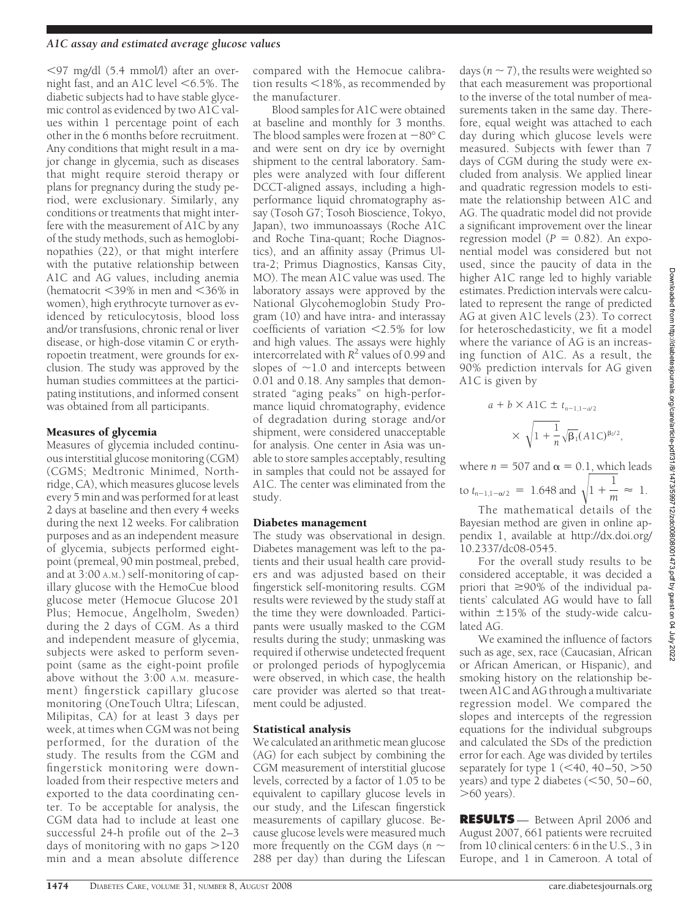<97 mg/dl (5.4 mmol/l) after an overnight fast, and an A1C level <6.5%. The diabetic subjects had to have stable glycemic control as evidenced by two A1C values within 1 percentage point of each other in the 6 months before recruitment. Any conditions that might result in a major change in glycemia, such as diseases that might require steroid therapy or plans for pregnancy during the study period, were exclusionary. Similarly, any conditions or treatments that might interfere with the measurement of A1C by any of the study methods, such as hemoglobinopathies (22), or that might interfere with the putative relationship between A1C and AG values, including anemia (hematocrit <39% in men and <36% in women), high erythrocyte turnover as evidenced by reticulocytosis, blood loss and/or transfusions, chronic renal or liver disease, or high-dose vitamin C or erythropoetin treatment, were grounds for exclusion. The study was approved by the human studies committees at the participating institutions, and informed consent was obtained from all participants.

## Measures of glycemia

Measures of glycemia included continuous interstitial glucose monitoring (CGM) (CGMS; Medtronic Minimed, Northridge, CA), which measures glucose levels every 5 min and was performed for at least 2 days at baseline and then every 4 weeks during the next 12 weeks. For calibration purposes and as an independent measure of glycemia, subjects performed eight-point (premeal, 90 min postmeal, prebed, and at 3:00 A.M.) self-monitoring of capillary glucose with the HemoCue blood glucose meter (Hemocue Glucose 201 Plus; Hemocue, Ångelholm, Sweden) during the 2 days of CGM. As a third and independent measure of glycemia, subjects were asked to perform seven-point (same as the eight-point profile above without the 3:00 A.M. measurement) fingerstick capillary glucose monitoring (OneTouch Ultra; Lifescan, Milipitas, CA) for at least 3 days per week, at times when CGM was not being performed, for the duration of the study. The results from the CGM and fingerstick monitoring were downloaded from their respective meters and exported to the data coordinating center. To be acceptable for analysis, the CGM data had to include at least one successful 24-h profile out of the 2–3 days of monitoring with no gaps >120 min and a mean absolute difference compared with the Hemocue calibration results <18%, as recommended by the manufacturer.

Blood samples for A1C were obtained at baseline and monthly for 3 months. The blood samples were frozen at −80° C and were sent on dry ice by overnight shipment to the central laboratory. Samples were analyzed with four different DCCT-aligned assays, including a high-performance liquid chromatography assay (Tosoh G7; Tosoh Bioscience, Tokyo, Japan), two immunoassays (Roche A1C and Roche Tina-quant; Roche Diagnostics), and an affinity assay (Primus Ultra-2; Primus Diagnostics, Kansas City, MO). The mean A1C value was used. The laboratory assays were approved by the National Glycohemoglobin Study Program (10) and have intra- and interassay coefficients of variation <2.5% for low and high values. The assays were highly intercorrelated with $R^2$ values of 0.99 and slopes of ~1.0 and intercepts between 0.01 and 0.18. Any samples that demonstrated "aging peaks" on high-performance liquid chromatography, evidence of degradation during storage and/or shipment, were considered unacceptable for analysis. One center in Asia was unable to store samples acceptably, resulting in samples that could not be assayed for A1C. The center was eliminated from the study.

## Diabetes management

The study was observational in design. Diabetes management was left to the patients and their usual health care providers and was adjusted based on their fingerstick self-monitoring results. CGM results were reviewed by the study staff at the time they were downloaded. Participants were usually masked to the CGM results during the study; unmasking was required if otherwise undetected frequent or prolonged periods of hypoglycemia were observed, in which case, the health care provider was alerted so that treatment could be adjusted.

## Statistical analysis

We calculated an arithmetic mean glucose (AG) for each subject by combining the CGM measurement of interstitial glucose levels, corrected by a factor of 1.05 to be equivalent to capillary glucose levels in our study, and the Lifescan fingerstick measurements of capillary glucose. Because glucose levels were measured much more frequently on the CGM days ($n \sim 288$ per day) than during the Lifescan days ($n \sim 7$), the results were weighted so that each measurement was proportional to the inverse of the total number of measurements taken in the same day. Therefore, equal weight was attached to each day during which glucose levels were measured. Subjects with fewer than 7 days of CGM during the study were excluded from analysis. We applied linear and quadratic regression models to estimate the relationship between A1C and AG. The quadratic model did not provide a significant improvement over the linear regression model ($P = 0.82$). An exponential model was considered but not used, since the paucity of data in the higher A1C range led to highly variable estimates. Prediction intervals were calculated to represent the range of predicted AG at given A1C levels (23). To correct for heteroschedasticity, we fit a model where the variance of AG is an increasing function of A1C. As a result, the 90% prediction intervals for AG given A1C is given by

$$a + b \times A1C \pm t_{n-1,1-\alpha/2} \times \sqrt{1 + \frac{1}{n}}\sqrt{\beta_1}(A1C)^{\beta_2/2},$$

where $n = 507$ and $\alpha = 0.1$, which leads to $t_{n-1,1-\alpha/2} = 1.648$ and $\sqrt{1 + \frac{1}{m}} \approx 1$.

The mathematical details of the Bayesian method are given in online appendix 1, available at http://dx.doi.org/10.2337/dc08-0545.

For the overall study results to be considered acceptable, it was decided a priori that ≥90% of the individual patients' calculated AG would have to fall within ±15% of the study-wide calculated AG.

We examined the influence of factors such as age, sex, race (Caucasian, African or African American, or Hispanic), and smoking history on the relationship between A1C and AG through a multivariate regression model. We compared the slopes and intercepts of the regression equations for the individual subgroups and calculated the SDs of the prediction error for each. Age was divided by tertiles separately for type 1 (<40, 40–50, >50 years) and type 2 diabetes (<50, 50–60, >60 years).

**RESULTS** — Between April 2006 and August 2007, 661 patients were recruited from 10 clinical centers: 6 in the U.S., 3 in Europe, and 1 in Cameroon. A total of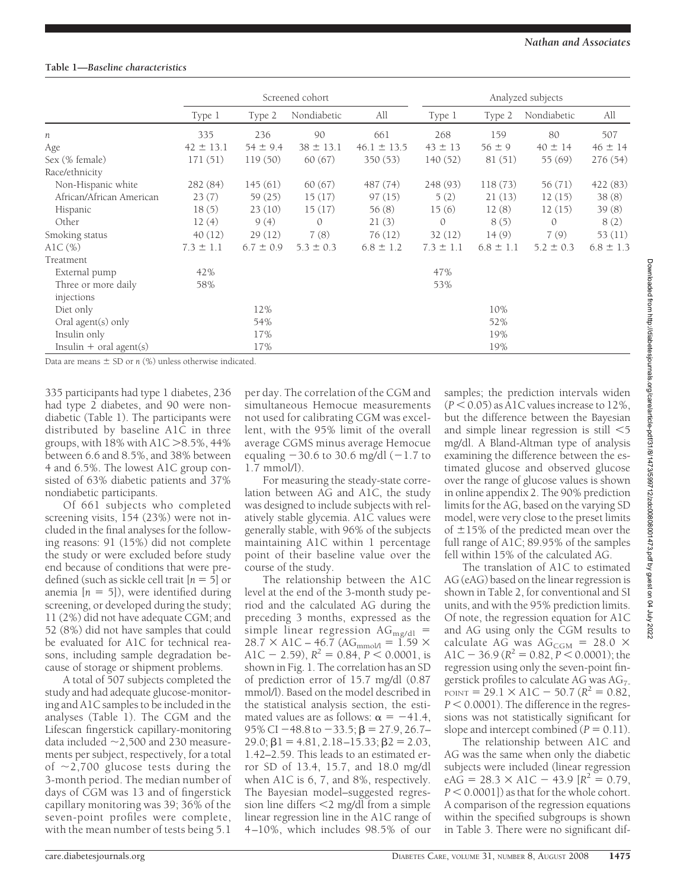**Table 1—Baseline characteristics**

| | Screened cohort | | | | Analyzed subjects | | | |
|---|---|---|---|---|---|---|---|---|
| | Type 1 | Type 2 | Nondiabetic | All | Type 1 | Type 2 | Nondiabetic | All |
| $n$ | 335 | 236 | 90 | 661 | 268 | 159 | 80 | 507 |
| Age | 42 ± 13.1 | 54 ± 9.4 | 38 ± 13.1 | 46.1 ± 13.5 | 43 ± 13 | 56 ± 9 | 40 ± 14 | 46 ± 14 |
| Sex (% female) | 171 (51) | 119 (50) | 60 (67) | 350 (53) | 140 (52) | 81 (51) | 55 (69) | 276 (54) |
| Race/ethnicity | | | | | | | | |
| Non-Hispanic white | 282 (84) | 145 (61) | 60 (67) | 487 (74) | 248 (93) | 118 (73) | 56 (71) | 422 (83) |
| African/African American | 23 (7) | 59 (25) | 15 (17) | 97 (15) | 5 (2) | 21 (13) | 12 (15) | 38 (8) |
| Hispanic | 18 (5) | 23 (10) | 15 (17) | 56 (8) | 15 (6) | 12 (8) | 12 (15) | 39 (8) |
| Other | 12 (4) | 9 (4) | 0 | 21 (3) | 0 | 8 (5) | 0 | 8 (2) |
| Smoking status | 40 (12) | 29 (12) | 7 (8) | 76 (12) | 32 (12) | 14 (9) | 7 (9) | 53 (11) |
| A1C (%) | 7.3 ± 1.1 | 6.7 ± 0.9 | 5.3 ± 0.3 | 6.8 ± 1.2 | 7.3 ± 1.1 | 6.8 ± 1.1 | 5.2 ± 0.3 | 6.8 ± 1.3 |
| Treatment | | | | | | | | |
| External pump | 42% | | | | 47% | | | |
| Three or more daily injections | 58% | | | | 53% | | | |
| Diet only | | 12% | | | | 10% | | |
| Oral agent(s) only | | 54% | | | | 52% | | |
| Insulin only | | 17% | | | | 19% | | |
| Insulin + oral agent(s) | | 17% | | | | 19% | | |

Data are means ± SD or $n$ (%) unless otherwise indicated.

335 participants had type 1 diabetes, 236 had type 2 diabetes, and 90 were nondiabetic (Table 1). The participants were distributed by baseline A1C in three groups, with 18% with A1C >8.5%, 44% between 6.6 and 8.5%, and 38% between 4 and 6.5%. The lowest A1C group consisted of 63% diabetic patients and 37% nondiabetic participants.

Of 661 subjects who completed screening visits, 154 (23%) were not included in the final analyses for the following reasons: 91 (15%) did not complete the study or were excluded before study end because of conditions that were predefined (such as sickle cell trait [$n = 5$] or anemia [$n = 5$]), were identified during screening, or developed during the study; 11 (2%) did not have adequate CGM; and 52 (8%) did not have samples that could be evaluated for A1C for technical reasons, including sample degradation because of storage or shipment problems.

A total of 507 subjects completed the study and had adequate glucose-monitoring and A1C samples to be included in the analyses (Table 1). The CGM and the Lifescan fingerstick capillary-monitoring data included ~2,500 and 230 measurements per subject, respectively, for a total of ~2,700 glucose tests during the 3-month period. The median number of days of CGM was 13 and of fingerstick capillary monitoring was 39; 36% of the seven-point profiles were complete, with the mean number of tests being 5.1 per day. The correlation of the CGM and simultaneous Hemocue measurements not used for calibrating CGM was excellent, with the 95% limit of the overall average CGMS minus average Hemocue equaling −30.6 to 30.6 mg/dl (−1.7 to 1.7 mmol/l).

For measuring the steady-state correlation between AG and A1C, the study was designed to include subjects with relatively stable glycemia. A1C values were generally stable, with 96% of the subjects maintaining A1C within 1 percentage point of their baseline value over the course of the study.

The relationship between the A1C level at the end of the 3-month study period and the calculated AG during the preceding 3 months, expressed as the simple linear regression $AG_{mg/dl} = 28.7 \times A1C - 46.7$ ($AG_{mmol/l} = 1.59 \times A1C - 2.59$), $R^2 = 0.84$, $P < 0.0001$, is shown in Fig. 1. The correlation has an SD of prediction error of 15.7 mg/dl (0.87 mmol/l). Based on the model described in the statistical analysis section, the estimated values are as follows: $\alpha = -41.4$, 95% CI −48.8 to −33.5; $\beta = 27.9$, 26.7–29.0; $\beta 1 = 4.81$, 2.18–15.33; $\beta 2 = 2.03$, 1.42–2.59. This leads to an estimated error SD of 13.4, 15.7, and 18.0 mg/dl when A1C is 6, 7, and 8%, respectively. The Bayesian model–suggested regression line differs <2 mg/dl from a simple linear regression line in the A1C range of 4–10%, which includes 98.5% of our samples; the prediction intervals widen ($P < 0.05$) as A1C values increase to 12%, but the difference between the Bayesian and simple linear regression is still <5 mg/dl. A Bland-Altman type of analysis examining the difference between the estimated glucose and observed glucose over the range of glucose values is shown in online appendix 2. The 90% prediction limits for the AG, based on the varying SD model, were very close to the preset limits of ±15% of the predicted mean over the full range of A1C; 89.95% of the samples fell within 15% of the calculated AG.

The translation of A1C to estimated AG (eAG) based on the linear regression is shown in Table 2, for conventional and SI units, and with the 95% prediction limits. Of note, the regression equation for A1C and AG using only the CGM results to calculate AG was $AG_{CGM} = 28.0 \times A1C - 36.9$ ($R^2 = 0.82$, $P < 0.0001$); the regression using only the seven-point fingerstick profiles to calculate AG was $AG_{7\text{-}POINT} = 29.1 \times A1C - 50.7$ ($R^2 = 0.82$, $P < 0.0001$). The difference in the regressions was not statistically significant for slope and intercept combined ($P = 0.11$).

The relationship between A1C and AG was the same when only the diabetic subjects were included (linear regression $eAG = 28.3 \times A1C - 43.9$ [$R^2 = 0.79$, $P < 0.0001$]) as that for the whole cohort. A comparison of the regression equations within the specified subgroups is shown in Table 3. There were no significant dif-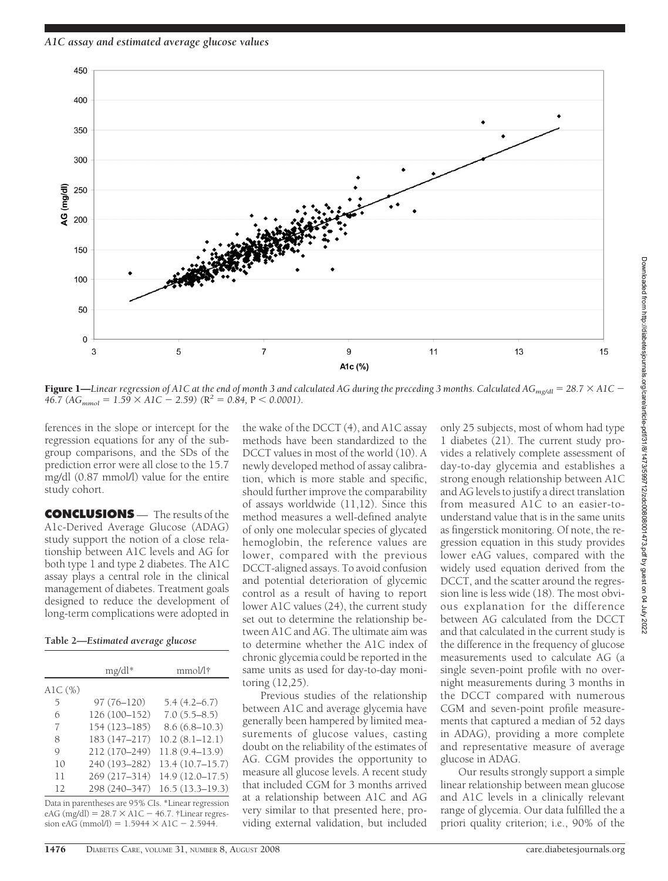Figure 1—*Linear regression of A1C at the end of month 3 and calculated AG during the preceding 3 months. Calculated $AG_{mg/dl} = 28.7 \times A1C - 46.7$ ($AG_{mmol} = 1.59 \times A1C - 2.59$) ($R^2 = 0.84$, $P < 0.0001$).*

ferences in the slope or intercept for the regression equations for any of the subgroup comparisons, and the SDs of the prediction error were all close to the 15.7 mg/dl (0.87 mmol/l) value for the entire study cohort.

## CONCLUSIONS

The results of the A1c-Derived Average Glucose (ADAG) study support the notion of a close relationship between A1C levels and AG for both type 1 and type 2 diabetes. The A1C assay plays a central role in the clinical management of diabetes. Treatment goals designed to reduce the development of long-term complications were adopted in the wake of the DCCT (4), and A1C assay methods have been standardized to the DCCT values in most of the world (10). A newly developed method of assay calibration, which is more stable and specific, should further improve the comparability of assays worldwide (11,12). Since this method measures a well-defined analyte of only one molecular species of glycated hemoglobin, the reference values are lower, compared with the previous DCCT-aligned assays. To avoid confusion and potential deterioration of glycemic control as a result of having to report lower A1C values (24), the current study set out to determine the relationship between A1C and AG. The ultimate aim was to determine whether the A1C index of chronic glycemia could be reported in the same units as used for day-to-day monitoring (12,25).

**Table 2—*Estimated average glucose***

| | mg/dl* | mmol/l† |
|---|---|---|
| A1C (%) | | |
| 5 | 97 (76–120) | 5.4 (4.2–6.7) |
| 6 | 126 (100–152) | 7.0 (5.5–8.5) |
| 7 | 154 (123–185) | 8.6 (6.8–10.3) |
| 8 | 183 (147–217) | 10.2 (8.1–12.1) |
| 9 | 212 (170–249) | 11.8 (9.4–13.9) |
| 10 | 240 (193–282) | 13.4 (10.7–15.7) |
| 11 | 269 (217–314) | 14.9 (12.0–17.5) |
| 12 | 298 (240–347) | 16.5 (13.3–19.3) |

Data in parentheses are 95% CIs. *Linear regression eAG (mg/dl) = $28.7 \times A1C - 46.7$. †Linear regression eAG (mmol/l) = $1.5944 \times A1C - 2.5944$.

Previous studies of the relationship between A1C and average glycemia have generally been hampered by limited measurements of glucose values, casting doubt on the reliability of the estimates of AG. CGM provides the opportunity to measure all glucose levels. A recent study that included CGM for 3 months arrived at a relationship between A1C and AG very similar to that presented here, providing external validation, but included only 25 subjects, most of whom had type 1 diabetes (21). The current study provides a relatively complete assessment of day-to-day glycemia and establishes a strong enough relationship between A1C and AG levels to justify a direct translation from measured A1C to an easier-to-understand value that is in the same units as fingerstick monitoring. Of note, the regression equation in this study provides lower eAG values, compared with the widely used equation derived from the DCCT, and the scatter around the regression line is less wide (18). The most obvious explanation for the difference between AG calculated from the DCCT and that calculated in the current study is the difference in the frequency of glucose measurements used to calculate AG (a single seven-point profile with no overnight measurements during 3 months in the DCCT compared with numerous CGM and seven-point profile measurements that captured a median of 52 days in ADAG), providing a more complete and representative measure of average glucose in ADAG.

Our results strongly support a simple linear relationship between mean glucose and A1C levels in a clinically relevant range of glycemia. Our data fulfilled the a priori quality criterion; i.e., 90% of the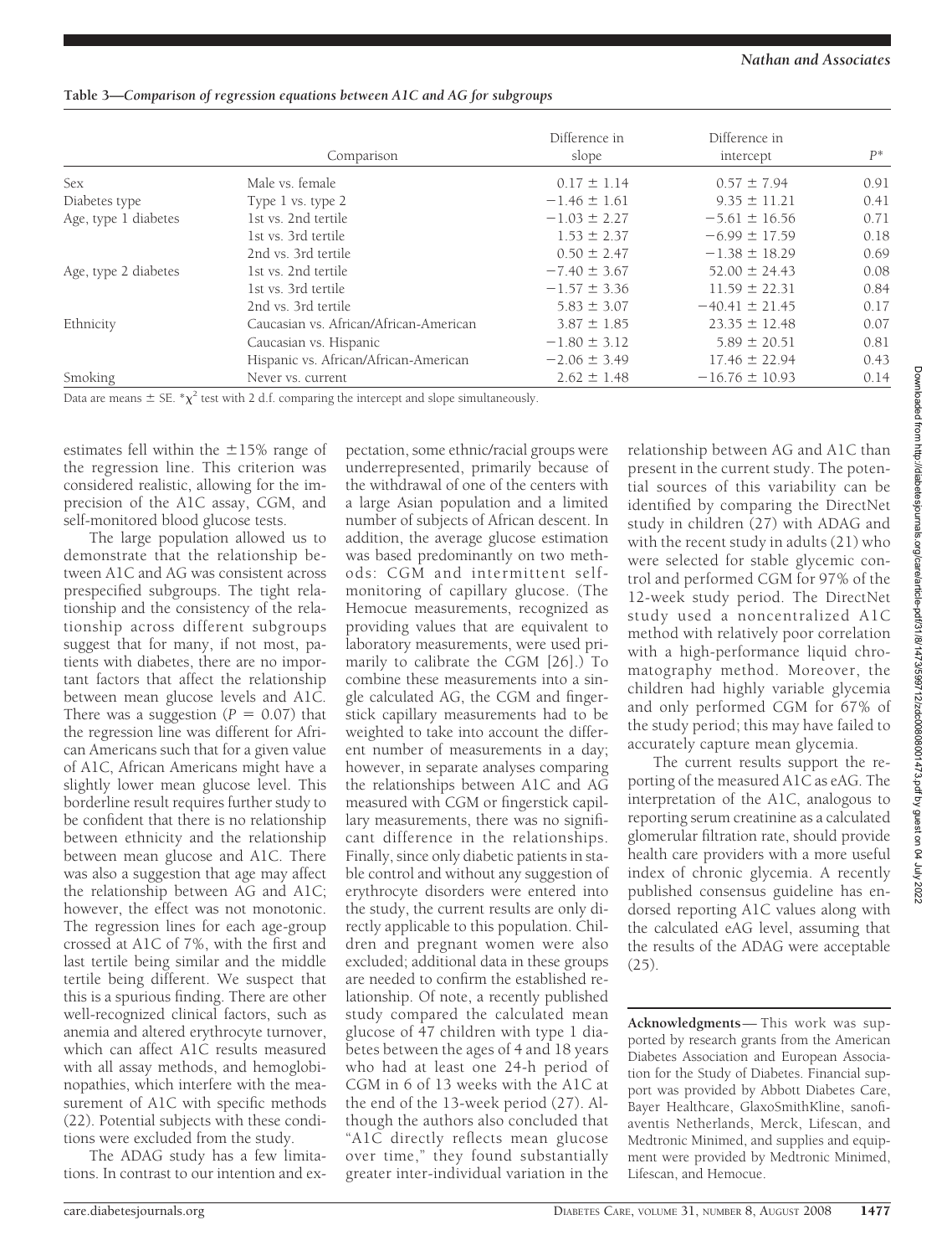**Table 3—Comparison of regression equations between A1C and AG for subgroups**

| Comparison | | Difference in slope | Difference in intercept | $P$* |
|---|---|---|---|---|
| Sex | Male vs. female | 0.17 ± 1.14 | 0.57 ± 7.94 | 0.91 |
| Diabetes type | Type 1 vs. type 2 | −1.46 ± 1.61 | 9.35 ± 11.21 | 0.41 |
| Age, type 1 diabetes | 1st vs. 2nd tertile | −1.03 ± 2.27 | −5.61 ± 16.56 | 0.71 |
| | 1st vs. 3rd tertile | 1.53 ± 2.37 | −6.99 ± 17.59 | 0.18 |
| | 2nd vs. 3rd tertile | 0.50 ± 2.47 | −1.38 ± 18.29 | 0.69 |
| Age, type 2 diabetes | 1st vs. 2nd tertile | −7.40 ± 3.67 | 52.00 ± 24.43 | 0.08 |
| | 1st vs. 3rd tertile | −1.57 ± 3.36 | 11.59 ± 22.31 | 0.84 |
| | 2nd vs. 3rd tertile | 5.83 ± 3.07 | −40.41 ± 21.45 | 0.17 |
| Ethnicity | Caucasian vs. African/African-American | 3.87 ± 1.85 | 23.35 ± 12.48 | 0.07 |
| | Caucasian vs. Hispanic | −1.80 ± 3.12 | 5.89 ± 20.51 | 0.81 |
| | Hispanic vs. African/African-American | −2.06 ± 3.49 | 17.46 ± 22.94 | 0.43 |
| Smoking | Never vs. current | 2.62 ± 1.48 | −16.76 ± 10.93 | 0.14 |

Data are means ± SE. *$\chi^2$ test with 2 d.f. comparing the intercept and slope simultaneously.

estimates fell within the ±15% range of the regression line. This criterion was considered realistic, allowing for the imprecision of the A1C assay, CGM, and self-monitored blood glucose tests.

The large population allowed us to demonstrate that the relationship between A1C and AG was consistent across prespecified subgroups. The tight relationship and the consistency of the relationship across different subgroups suggest that for many, if not most, patients with diabetes, there are no important factors that affect the relationship between mean glucose levels and A1C. There was a suggestion ($P = 0.07$) that the regression line was different for African Americans such that for a given value of A1C, African Americans might have a slightly lower mean glucose level. This borderline result requires further study to be confident that there is no relationship between ethnicity and the relationship between mean glucose and A1C. There was also a suggestion that age may affect the relationship between AG and A1C; however, the effect was not monotonic. The regression lines for each age-group crossed at A1C of 7%, with the first and last tertile being similar and the middle tertile being different. We suspect that this is a spurious finding. There are other well-recognized clinical factors, such as anemia and altered erythrocyte turnover, which can affect A1C results measured with all assay methods, and hemoglobinopathies, which interfere with the measurement of A1C with specific methods (22). Potential subjects with these conditions were excluded from the study.

The ADAG study has a few limitations. In contrast to our intention and expectation, some ethnic/racial groups were underrepresented, primarily because of the withdrawal of one of the centers with a large Asian population and a limited number of subjects of African descent. In addition, the average glucose estimation was based predominantly on two methods: CGM and intermittent self-monitoring of capillary glucose. (The Hemocue measurements, recognized as providing values that are equivalent to laboratory measurements, were used primarily to calibrate the CGM [26].) To combine these measurements into a single calculated AG, the CGM and fingerstick capillary measurements had to be weighted to take into account the different number of measurements in a day; however, in separate analyses comparing the relationships between A1C and AG measured with CGM or fingerstick capillary measurements, there was no significant difference in the relationships. Finally, since only diabetic patients in stable control and without any suggestion of erythrocyte disorders were entered into the study, the current results are only directly applicable to this population. Children and pregnant women were also excluded; additional data in these groups are needed to confirm the established relationship. Of note, a recently published study compared the calculated mean glucose of 47 children with type 1 diabetes between the ages of 4 and 18 years who had at least one 24-h period of CGM in 6 of 13 weeks with the A1C at the end of the 13-week period (27). Although the authors also concluded that "A1C directly reflects mean glucose over time," they found substantially greater inter-individual variation in the relationship between AG and A1C than present in the current study. The potential sources of this variability can be identified by comparing the DirectNet study in children (27) with ADAG and with the recent study in adults (21) who were selected for stable glycemic control and performed CGM for 97% of the 12-week study period. The DirectNet study used a noncentralized A1C method with relatively poor correlation with a high-performance liquid chromatography method. Moreover, the children had highly variable glycemia and only performed CGM for 67% of the study period; this may have failed to accurately capture mean glycemia.

The current results support the reporting of the measured A1C as eAG. The interpretation of the A1C, analogous to reporting serum creatinine as a calculated glomerular filtration rate, should provide health care providers with a more useful index of chronic glycemia. A recently published consensus guideline has endorsed reporting A1C values along with the calculated eAG level, assuming that the results of the ADAG were acceptable (25).

**Acknowledgments**— This work was supported by research grants from the American Diabetes Association and European Association for the Study of Diabetes. Financial support was provided by Abbott Diabetes Care, Bayer Healthcare, GlaxoSmithKline, sanofi-aventis Netherlands, Merck, Lifescan, and Medtronic Minimed, and supplies and equipment were provided by Medtronic Minimed, Lifescan, and Hemocue.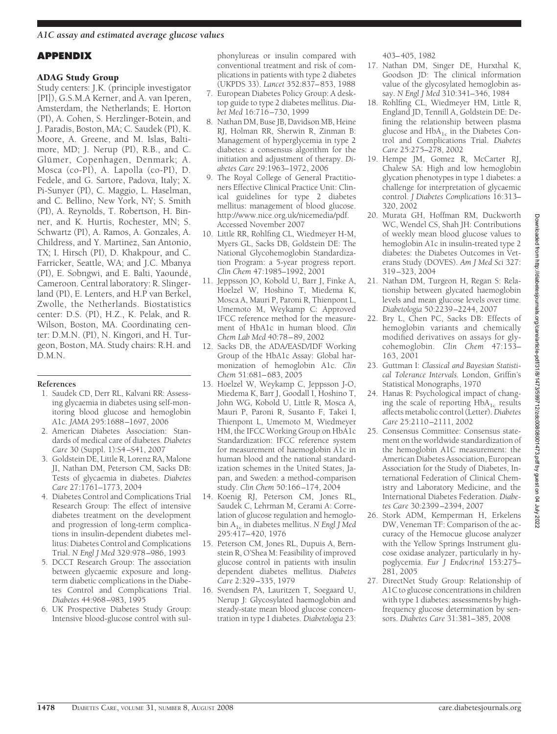## APPENDIX

### ADAG Study Group

Study centers: J.K. (principle investigator [PI]), G.S.M.A Kerner, and A. van Iperen, Amsterdam, the Netherlands; E. Horton (PI), A. Cohen, S. Herzlinger-Botein, and J. Paradis, Boston, MA; C. Saudek (PI), K. Moore, A. Greene, and M. Islas, Baltimore, MD; J. Nerup (PI), R.B., and C. Glümer, Copenhagen, Denmark; A. Mosca (co-PI), A. Lapolla (co-PI), D. Fedele, and G. Sartore, Padova, Italy; X. Pi-Sunyer (PI), C. Maggio, L. Haselman, and C. Bellino, New York, NY; S. Smith (PI), A. Reynolds, T. Robertson, H. Binner, and K. Hurtis, Rochester, MN; S. Schwartz (PI), A. Ramos, A. Gonzales, A. Childress, and Y. Martinez, San Antonio, TX; I. Hirsch (PI), D. Khakpour, and C. Farricker, Seattle, WA; and J.C. Mbanya (PI), E. Sobngwi, and E. Balti, Yaoundé, Cameroon. Central laboratory: R. Slingerland (PI), E. Lenters, and H.P van Berkel, Zwolle, the Netherlands. Biostatistics center: D.S. (PI), H.Z., K. Pelak, and R. Wilson, Boston, MA. Coordinating center: D.M.N. (PI), N. Kingori, and H. Turgeon, Boston, MA. Study chairs: R.H. and D.M.N.

#### References

1. Saudek CD, Derr RL, Kalvani RR: Assessing glycaemia in diabetes using self-monitoring blood glucose and hemoglobin A1c. *JAMA* 295:1688–1697, 2006
2. American Diabetes Association: Standards of medical care of diabetes. *Diabetes Care* 30 (Suppl. 1):S4–S41, 2007
3. Goldstein DE, Little R, Lorenz RA, Malone JI, Nathan DM, Peterson CM, Sacks DB: Tests of glycaemia in diabetes. *Diabetes Care* 27:1761–1773, 2004
4. Diabetes Control and Complications Trial Research Group: The effect of intensive diabetes treatment on the development and progression of long-term complications in insulin-dependent diabetes mellitus: Diabetes Control and Complications Trial. *N Engl J Med* 329:978–986, 1993
5. DCCT Research Group: The association between glycaemic exposure and long-term diabetic complications in the Diabetes Control and Complications Trial. *Diabetes* 44:968–983, 1995
6. UK Prospective Diabetes Study Group: Intensive blood-glucose control with sulphonylureas or insulin compared with conventional treatment and risk of complications in patients with type 2 diabetes (UKPDS 33). *Lancet* 352:837–853, 1988
7. European Diabetes Policy Group: A desktop guide to type 2 diabetes mellitus. *Diabet Med* 16:716–730, 1999
8. Nathan DM, Buse JB, Davidson MB, Heine RJ, Holman RR, Sherwin R, Zinman B: Management of hyperglycemia in type 2 diabetes: a consensus algorithm for the initiation and adjustment of therapy. *Diabetes Care* 29:1963–1972, 2006
9. The Royal College of General Practitioners Effective Clinical Practice Unit: Clinical guidelines for type 2 diabetes mellitus: management of blood glucose. http://www.nice.org.uk/nicemedia/pdf. Accessed November 2007
10. Little RR, Rohlfing CL, Wiedmeyer H-M, Myers GL, Sacks DB, Goldstein DE: The National Glycohemoglobin Standardization Program: a 5-year progress report. *Clin Chem* 47:1985–1992, 2001
11. Jeppsson JO, Kobold U, Barr J, Finke A, Hoelzel W, Hoshino T, Miedema K, Mosca A, Mauri P, Paroni R, Thienpont L, Umemoto M, Weykamp C: Approved IFCC reference method for the measurement of HbA1c in human blood. *Clin Chem Lab Med* 40:78–89, 2002
12. Sacks DB, the ADA/EASD/IDF Working Group of the HbA1c Assay: Global harmonization of hemoglobin A1c. *Clin Chem* 51:681–683, 2005
13. Hoelzel W, Weykamp C, Jeppsson J-O, Miedema K, Barr J, Goodall I, Hoshino T, John WG, Kobold U, Little R, Mosca A, Mauri P, Paroni R, Susanto F, Takei I, Thienpont L, Umemoto M, Wiedmeyer HM, the IFCC Working Group on HbA1c Standardization: IFCC reference system for measurement of haemoglobin A1c in human blood and the national standardization schemes in the United States, Japan, and Sweden: a method-comparison study. *Clin Chem* 50:166–174, 2004
14. Koenig RJ, Peterson CM, Jones RL, Saudek C, Lehrman M, Cerami A: Correlation of glucose regulation and hemoglobin $A_{1c}$ in diabetes mellitus. *N Engl J Med* 295:417–420, 1976
15. Peterson CM, Jones RL, Dupuis A, Bernstein R, O'Shea M: Feasibility of improved glucose control in patients with insulin dependent diabetes mellitus. *Diabetes Care* 2:329–335, 1979
16. Svendsen PA, Lauritzen T, Soegaard U, Nerup J: Glycosylated haemoglobin and steady-state mean blood glucose concentration in type I diabetes. *Diabetologia* 23: 403–405, 1982
17. Nathan DM, Singer DE, Hurxthal K, Goodson JD: The clinical information value of the glycosylated hemoglobin assay. *N Engl J Med* 310:341–346, 1984
18. Rohlfing CL, Wiedmeyer HM, Little R, England JD, Tennill A, Goldstein DE: Defining the relationship between plasma glucose and $HbA_{1c}$ in the Diabetes Control and Complications Trial. *Diabetes Care* 25:275–278, 2002
19. Hempe JM, Gomez R, McCarter RJ, Chalew SA: High and low hemoglobin glycation phenotypes in type 1 diabetes: a challenge for interpretation of glycaemic control. *J Diabetes Complications* 16:313–320, 2002
20. Murata GH, Hoffman RM, Duckworth WC, Wendel CS, Shah JH: Contributions of weekly mean blood glucose values to hemoglobin A1c in insulin-treated type 2 diabetes: the Diabetes Outcomes in Veterans Study (DOVES). *Am J Med Sci* 327: 319–323, 2004
21. Nathan DM, Turgeon H, Regan S: Relationship between glycated haemoglobin levels and mean glucose levels over time. *Diabetologia* 50:2239–2244, 2007
22. Bry L, Chen PC, Sacks DB: Effects of hemoglobin variants and chemically modified derivatives on assays for glycohemoglobin. *Clin Chem* 47:153–163, 2001
23. Guttman I: *Classical and Bayesian Statistical Tolerance Intervals.* London, Griffin's Statistical Monographs, 1970
24. Hanas R: Psychological impact of changing the scale of reporting $HbA_{1c}$ results affects metabolic control (Letter). *Diabetes Care* 25:2110–2111, 2002
25. Consensus Committee: Consensus statement on the worldwide standardization of the hemoglobin A1C measurement: the American Diabetes Association, European Association for the Study of Diabetes, International Federation of Clinical Chemistry and Laboratory Medicine, and the International Diabetes Federation. *Diabetes Care* 30:2399–2394, 2007
26. Stork ADM, Kemperman H, Erkelens DW, Veneman TF: Comparison of the accuracy of the Hemocue glucose analyzer with the Yellow Springs Instrument glucose oxidase analyzer, particularly in hypoglycemia. *Eur J Endocrinol* 153:275–281, 2005
27. DirectNet Study Group: Relationship of A1C to glucose concentrations in children with type 1 diabetes: assessments by high-frequency glucose determination by sensors. *Diabetes Care* 31:381–385, 2008